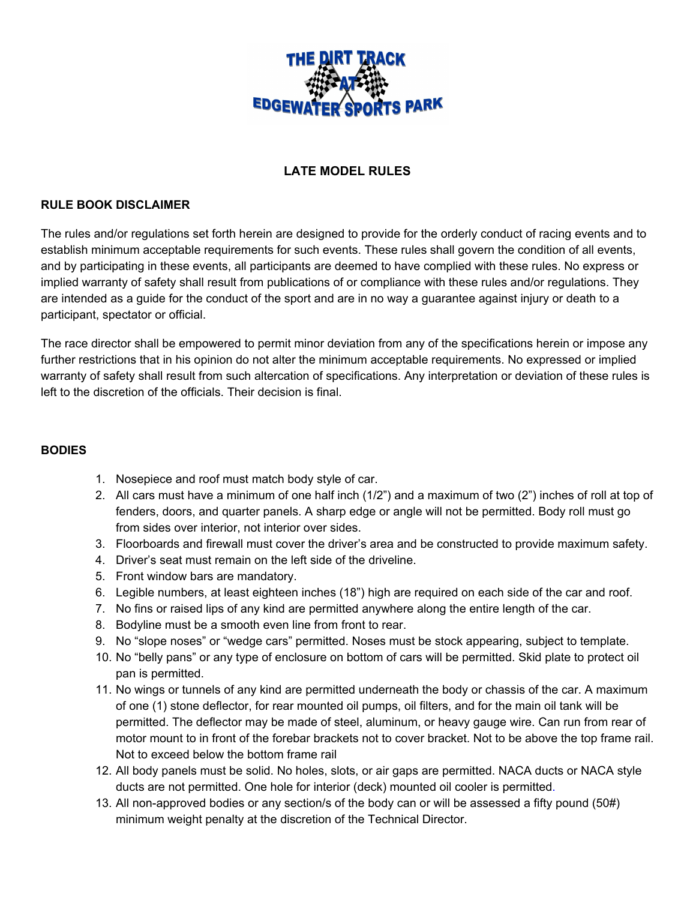# LATE MODEL RULES

## RULE BOOK DISCLAIMER

The rules and/or regulations set forth herein are designed to provide for the orderly conduct of racing events and to establish minimum acceptable requirements for such events. These rules shall govern the condition of all events, and by participating in these events, all participants are deemed to have complied with these rules. No express or implied warranty of safety shall result from publications of or compliance with these rules and/or regulations. They are intended as a guide for the conduct of the sport and are in no way a guarantee against injury or death to a participant, spectator or official.

The race director shall be empowered to permit minor deviation from any of the specifications herein or impose any further restrictions that in his opinion do not alter the minimum acceptable requirements. No expressed or implied warranty of safety shall result from such altercation of specifications. Any interpretation or deviation of these rules is left to the discretion of the officials. Their decision is final.

## BODIES

1. Nosepiece and roof must match body style of car.
2. All cars must have a minimum of one half inch (1/2”) and a maximum of two (2”) inches of roll at top of fenders, doors, and quarter panels. A sharp edge or angle will not be permitted. Body roll must go from sides over interior, not interior over sides.
3. Floorboards and firewall must cover the driver’s area and be constructed to provide maximum safety.
4. Driver’s seat must remain on the left side of the driveline.
5. Front window bars are mandatory.
6. Legible numbers, at least eighteen inches (18”) high are required on each side of the car and roof.
7. No fins or raised lips of any kind are permitted anywhere along the entire length of the car.
8. Bodyline must be a smooth even line from front to rear.
9. No “slope noses” or “wedge cars” permitted. Noses must be stock appearing, subject to template.
10. No “belly pans” or any type of enclosure on bottom of cars will be permitted. Skid plate to protect oil pan is permitted.
11. No wings or tunnels of any kind are permitted underneath the body or chassis of the car. A maximum of one (1) stone deflector, for rear mounted oil pumps, oil filters, and for the main oil tank will be permitted. The deflector may be made of steel, aluminum, or heavy gauge wire. Can run from rear of motor mount to in front of the forebar brackets not to cover bracket. Not to be above the top frame rail. Not to exceed below the bottom frame rail
12. All body panels must be solid. No holes, slots, or air gaps are permitted. NACA ducts or NACA style ducts are not permitted. One hole for interior (deck) mounted oil cooler is permitted.
13. All non-approved bodies or any section/s of the body can or will be assessed a fifty pound (50#) minimum weight penalty at the discretion of the Technical Director.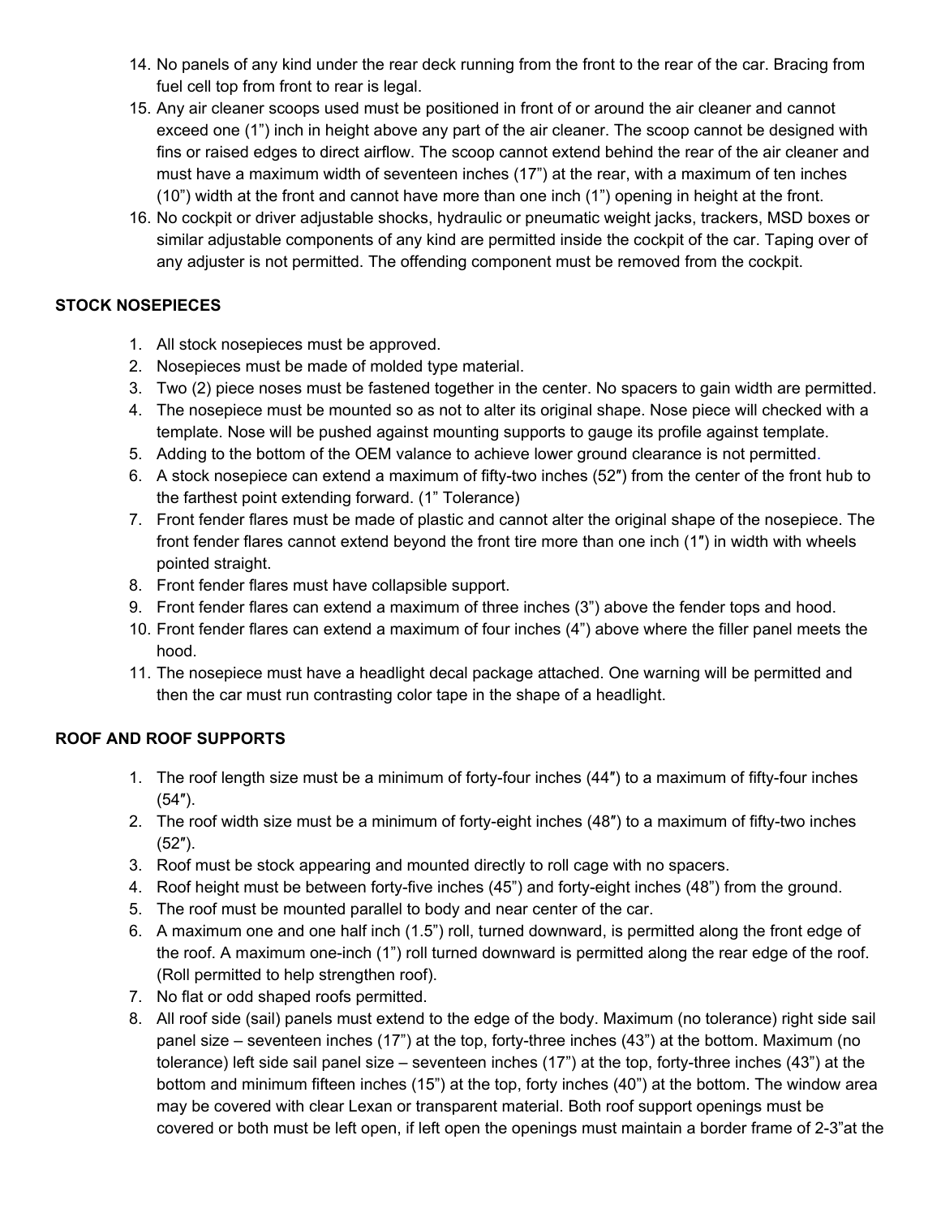14. No panels of any kind under the rear deck running from the front to the rear of the car. Bracing from fuel cell top from front to rear is legal.
15. Any air cleaner scoops used must be positioned in front of or around the air cleaner and cannot exceed one (1") inch in height above any part of the air cleaner. The scoop cannot be designed with fins or raised edges to direct airflow. The scoop cannot extend behind the rear of the air cleaner and must have a maximum width of seventeen inches (17") at the rear, with a maximum of ten inches (10") width at the front and cannot have more than one inch (1") opening in height at the front.
16. No cockpit or driver adjustable shocks, hydraulic or pneumatic weight jacks, trackers, MSD boxes or similar adjustable components of any kind are permitted inside the cockpit of the car. Taping over of any adjuster is not permitted. The offending component must be removed from the cockpit.

**STOCK NOSEPIECES**

1. All stock nosepieces must be approved.
2. Nosepieces must be made of molded type material.
3. Two (2) piece noses must be fastened together in the center. No spacers to gain width are permitted.
4. The nosepiece must be mounted so as not to alter its original shape. Nose piece will checked with a template. Nose will be pushed against mounting supports to gauge its profile against template.
5. Adding to the bottom of the OEM valance to achieve lower ground clearance is not permitted.
6. A stock nosepiece can extend a maximum of fifty-two inches (52″) from the center of the front hub to the farthest point extending forward. (1" Tolerance)
7. Front fender flares must be made of plastic and cannot alter the original shape of the nosepiece. The front fender flares cannot extend beyond the front tire more than one inch (1″) in width with wheels pointed straight.
8. Front fender flares must have collapsible support.
9. Front fender flares can extend a maximum of three inches (3") above the fender tops and hood.
10. Front fender flares can extend a maximum of four inches (4") above where the filler panel meets the hood.
11. The nosepiece must have a headlight decal package attached. One warning will be permitted and then the car must run contrasting color tape in the shape of a headlight.

**ROOF AND ROOF SUPPORTS**

1. The roof length size must be a minimum of forty-four inches (44″) to a maximum of fifty-four inches (54″).
2. The roof width size must be a minimum of forty-eight inches (48″) to a maximum of fifty-two inches (52″).
3. Roof must be stock appearing and mounted directly to roll cage with no spacers.
4. Roof height must be between forty-five inches (45") and forty-eight inches (48") from the ground.
5. The roof must be mounted parallel to body and near center of the car.
6. A maximum one and one half inch (1.5") roll, turned downward, is permitted along the front edge of the roof. A maximum one-inch (1") roll turned downward is permitted along the rear edge of the roof. (Roll permitted to help strengthen roof).
7. No flat or odd shaped roofs permitted.
8. All roof side (sail) panels must extend to the edge of the body. Maximum (no tolerance) right side sail panel size – seventeen inches (17") at the top, forty-three inches (43") at the bottom. Maximum (no tolerance) left side sail panel size – seventeen inches (17") at the top, forty-three inches (43") at the bottom and minimum fifteen inches (15") at the top, forty inches (40") at the bottom. The window area may be covered with clear Lexan or transparent material. Both roof support openings must be covered or both must be left open, if left open the openings must maintain a border frame of 2-3"at the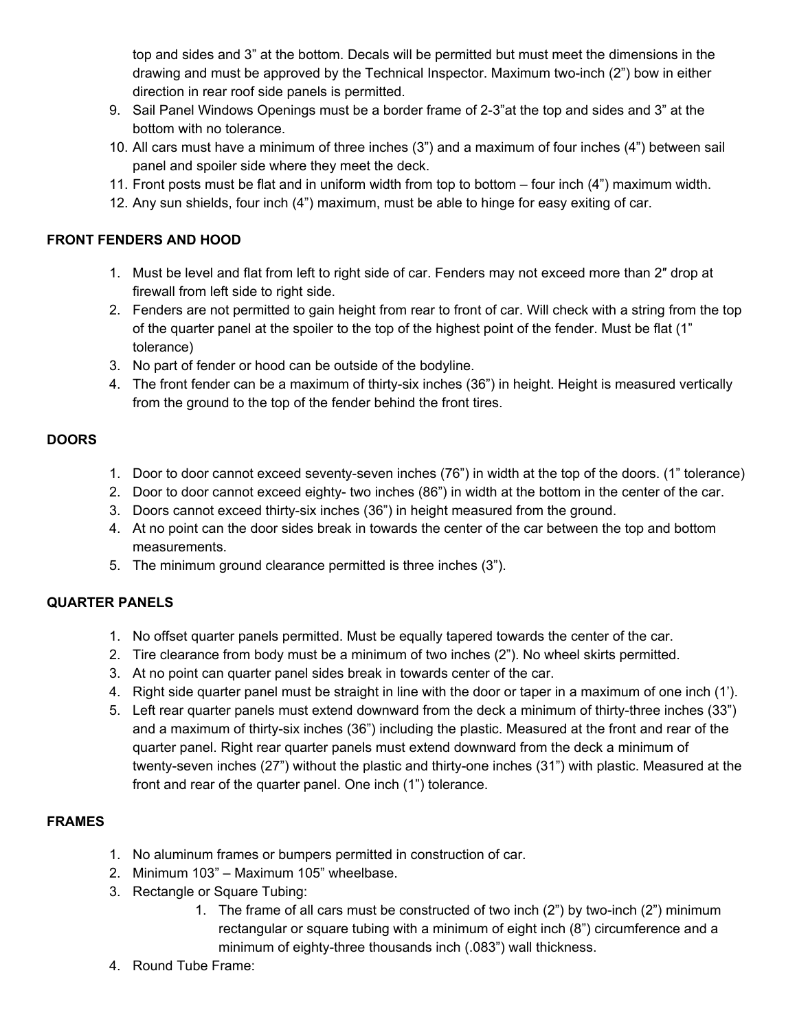top and sides and 3" at the bottom. Decals will be permitted but must meet the dimensions in the drawing and must be approved by the Technical Inspector. Maximum two-inch (2") bow in either direction in rear roof side panels is permitted.

9. Sail Panel Windows Openings must be a border frame of 2-3"at the top and sides and 3" at the bottom with no tolerance.
10. All cars must have a minimum of three inches (3") and a maximum of four inches (4") between sail panel and spoiler side where they meet the deck.
11. Front posts must be flat and in uniform width from top to bottom – four inch (4") maximum width.
12. Any sun shields, four inch (4") maximum, must be able to hinge for easy exiting of car.

**FRONT FENDERS AND HOOD**

1. Must be level and flat from left to right side of car. Fenders may not exceed more than 2″ drop at firewall from left side to right side.
2. Fenders are not permitted to gain height from rear to front of car. Will check with a string from the top of the quarter panel at the spoiler to the top of the highest point of the fender. Must be flat (1" tolerance)
3. No part of fender or hood can be outside of the bodyline.
4. The front fender can be a maximum of thirty-six inches (36") in height. Height is measured vertically from the ground to the top of the fender behind the front tires.

**DOORS**

1. Door to door cannot exceed seventy-seven inches (76") in width at the top of the doors. (1" tolerance)
2. Door to door cannot exceed eighty- two inches (86") in width at the bottom in the center of the car.
3. Doors cannot exceed thirty-six inches (36") in height measured from the ground.
4. At no point can the door sides break in towards the center of the car between the top and bottom measurements.
5. The minimum ground clearance permitted is three inches (3").

**QUARTER PANELS**

1. No offset quarter panels permitted. Must be equally tapered towards the center of the car.
2. Tire clearance from body must be a minimum of two inches (2"). No wheel skirts permitted.
3. At no point can quarter panel sides break in towards center of the car.
4. Right side quarter panel must be straight in line with the door or taper in a maximum of one inch (1').
5. Left rear quarter panels must extend downward from the deck a minimum of thirty-three inches (33") and a maximum of thirty-six inches (36") including the plastic. Measured at the front and rear of the quarter panel. Right rear quarter panels must extend downward from the deck a minimum of twenty-seven inches (27") without the plastic and thirty-one inches (31") with plastic. Measured at the front and rear of the quarter panel. One inch (1") tolerance.

**FRAMES**

1. No aluminum frames or bumpers permitted in construction of car.
2. Minimum 103" – Maximum 105" wheelbase.
3. Rectangle or Square Tubing:
    1. The frame of all cars must be constructed of two inch (2") by two-inch (2") minimum rectangular or square tubing with a minimum of eight inch (8") circumference and a minimum of eighty-three thousands inch (.083") wall thickness.
4. Round Tube Frame: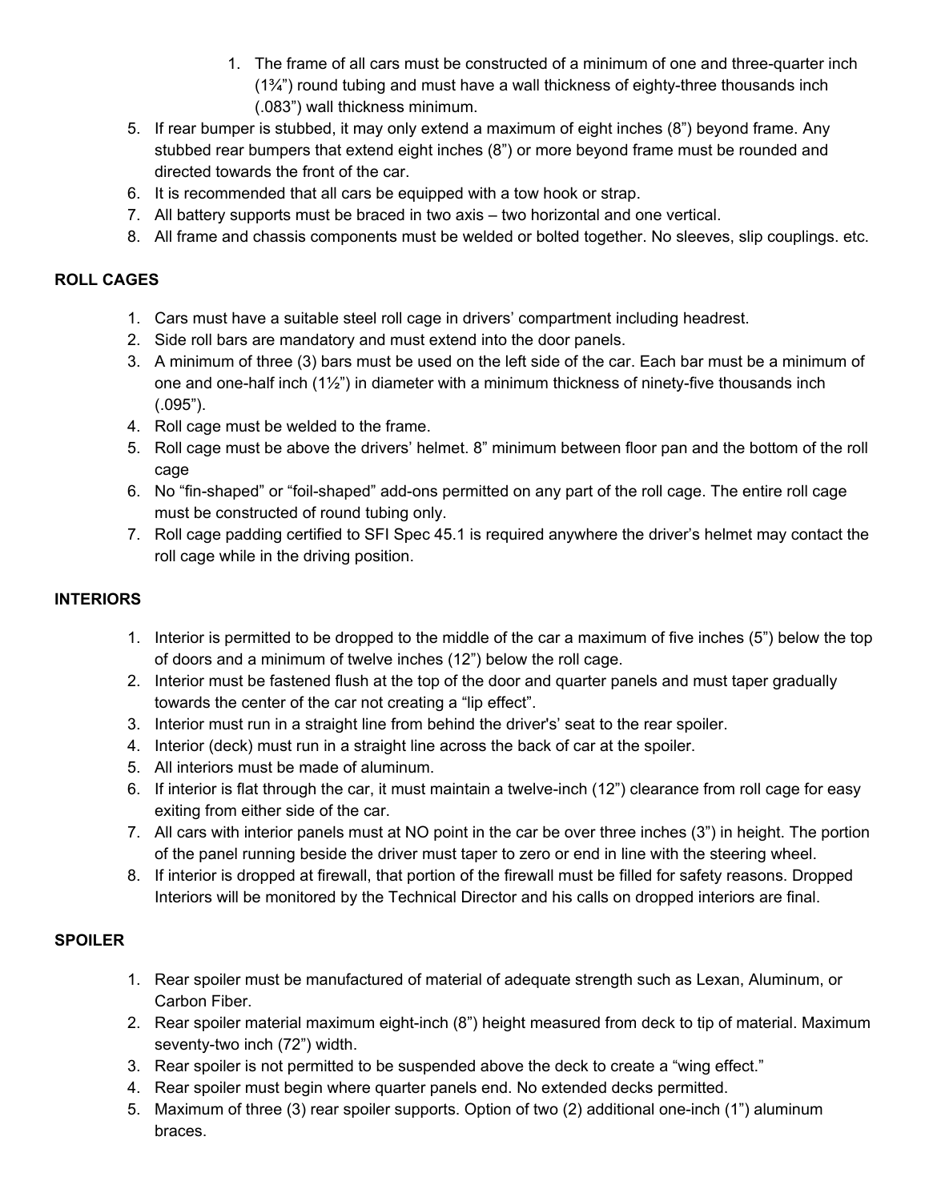1. The frame of all cars must be constructed of a minimum of one and three-quarter inch (1¾") round tubing and must have a wall thickness of eighty-three thousands inch (.083") wall thickness minimum.

5. If rear bumper is stubbed, it may only extend a maximum of eight inches (8") beyond frame. Any stubbed rear bumpers that extend eight inches (8") or more beyond frame must be rounded and directed towards the front of the car.
6. It is recommended that all cars be equipped with a tow hook or strap.
7. All battery supports must be braced in two axis – two horizontal and one vertical.
8. All frame and chassis components must be welded or bolted together. No sleeves, slip couplings. etc.

**ROLL CAGES**

1. Cars must have a suitable steel roll cage in drivers' compartment including headrest.
2. Side roll bars are mandatory and must extend into the door panels.
3. A minimum of three (3) bars must be used on the left side of the car. Each bar must be a minimum of one and one-half inch (1½") in diameter with a minimum thickness of ninety-five thousands inch (.095").
4. Roll cage must be welded to the frame.
5. Roll cage must be above the drivers' helmet. 8" minimum between floor pan and the bottom of the roll cage
6. No "fin-shaped" or "foil-shaped" add-ons permitted on any part of the roll cage. The entire roll cage must be constructed of round tubing only.
7. Roll cage padding certified to SFI Spec 45.1 is required anywhere the driver's helmet may contact the roll cage while in the driving position.

**INTERIORS**

1. Interior is permitted to be dropped to the middle of the car a maximum of five inches (5") below the top of doors and a minimum of twelve inches (12") below the roll cage.
2. Interior must be fastened flush at the top of the door and quarter panels and must taper gradually towards the center of the car not creating a "lip effect".
3. Interior must run in a straight line from behind the driver's' seat to the rear spoiler.
4. Interior (deck) must run in a straight line across the back of car at the spoiler.
5. All interiors must be made of aluminum.
6. If interior is flat through the car, it must maintain a twelve-inch (12") clearance from roll cage for easy exiting from either side of the car.
7. All cars with interior panels must at NO point in the car be over three inches (3") in height. The portion of the panel running beside the driver must taper to zero or end in line with the steering wheel.
8. If interior is dropped at firewall, that portion of the firewall must be filled for safety reasons. Dropped Interiors will be monitored by the Technical Director and his calls on dropped interiors are final.

**SPOILER**

1. Rear spoiler must be manufactured of material of adequate strength such as Lexan, Aluminum, or Carbon Fiber.
2. Rear spoiler material maximum eight-inch (8") height measured from deck to tip of material. Maximum seventy-two inch (72") width.
3. Rear spoiler is not permitted to be suspended above the deck to create a "wing effect."
4. Rear spoiler must begin where quarter panels end. No extended decks permitted.
5. Maximum of three (3) rear spoiler supports. Option of two (2) additional one-inch (1") aluminum braces.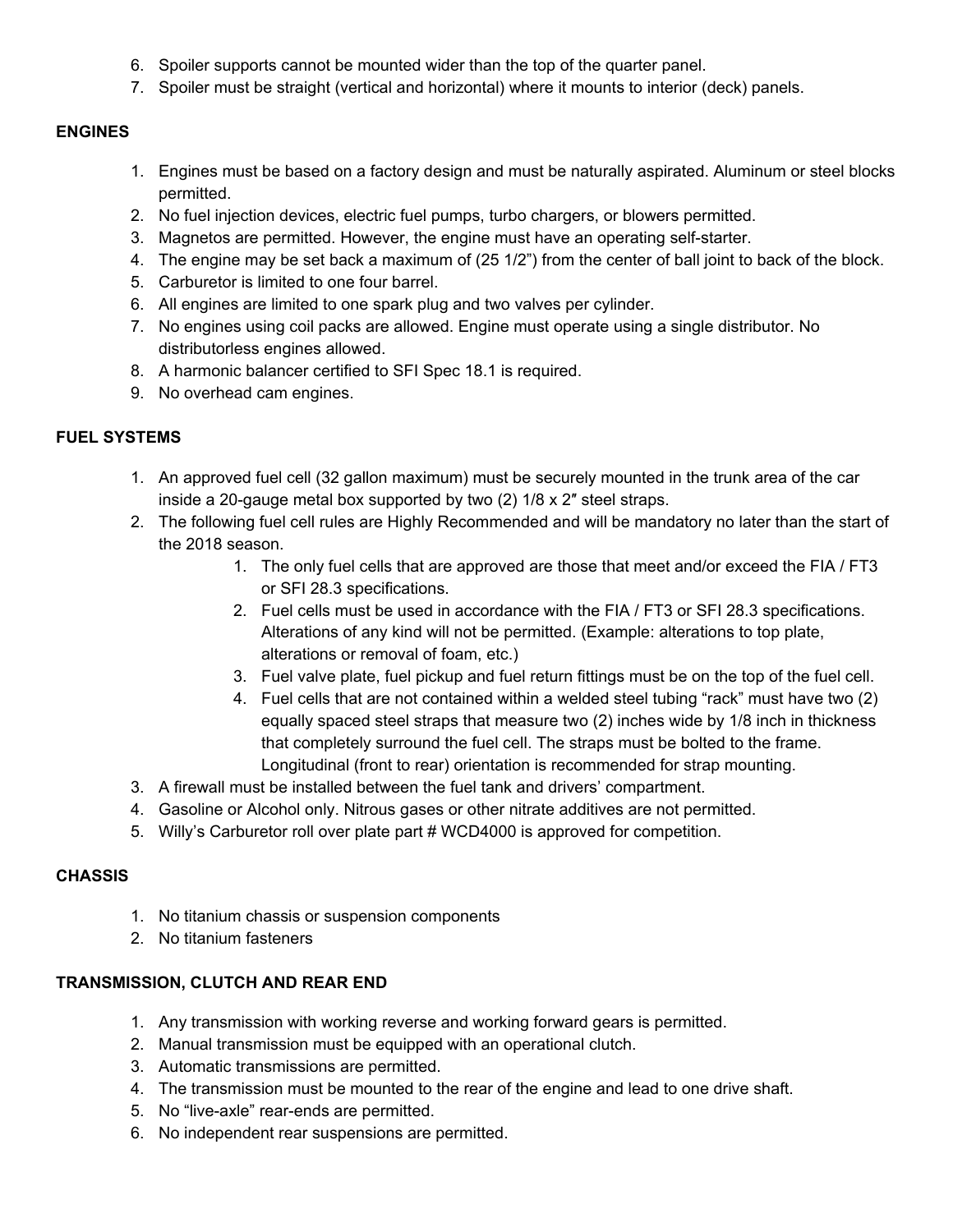6. Spoiler supports cannot be mounted wider than the top of the quarter panel.
7. Spoiler must be straight (vertical and horizontal) where it mounts to interior (deck) panels.

**ENGINES**

1. Engines must be based on a factory design and must be naturally aspirated. Aluminum or steel blocks permitted.
2. No fuel injection devices, electric fuel pumps, turbo chargers, or blowers permitted.
3. Magnetos are permitted. However, the engine must have an operating self-starter.
4. The engine may be set back a maximum of (25 1/2") from the center of ball joint to back of the block.
5. Carburetor is limited to one four barrel.
6. All engines are limited to one spark plug and two valves per cylinder.
7. No engines using coil packs are allowed. Engine must operate using a single distributor. No distributorless engines allowed.
8. A harmonic balancer certified to SFI Spec 18.1 is required.
9. No overhead cam engines.

**FUEL SYSTEMS**

1. An approved fuel cell (32 gallon maximum) must be securely mounted in the trunk area of the car inside a 20-gauge metal box supported by two (2) 1/8 x 2″ steel straps.
2. The following fuel cell rules are Highly Recommended and will be mandatory no later than the start of the 2018 season.
    1. The only fuel cells that are approved are those that meet and/or exceed the FIA / FT3 or SFI 28.3 specifications.
    2. Fuel cells must be used in accordance with the FIA / FT3 or SFI 28.3 specifications. Alterations of any kind will not be permitted. (Example: alterations to top plate, alterations or removal of foam, etc.)
    3. Fuel valve plate, fuel pickup and fuel return fittings must be on the top of the fuel cell.
    4. Fuel cells that are not contained within a welded steel tubing "rack" must have two (2) equally spaced steel straps that measure two (2) inches wide by 1/8 inch in thickness that completely surround the fuel cell. The straps must be bolted to the frame. Longitudinal (front to rear) orientation is recommended for strap mounting.
3. A firewall must be installed between the fuel tank and drivers' compartment.
4. Gasoline or Alcohol only. Nitrous gases or other nitrate additives are not permitted.
5. Willy's Carburetor roll over plate part # WCD4000 is approved for competition.

**CHASSIS**

1. No titanium chassis or suspension components
2. No titanium fasteners

**TRANSMISSION, CLUTCH AND REAR END**

1. Any transmission with working reverse and working forward gears is permitted.
2. Manual transmission must be equipped with an operational clutch.
3. Automatic transmissions are permitted.
4. The transmission must be mounted to the rear of the engine and lead to one drive shaft.
5. No "live-axle" rear-ends are permitted.
6. No independent rear suspensions are permitted.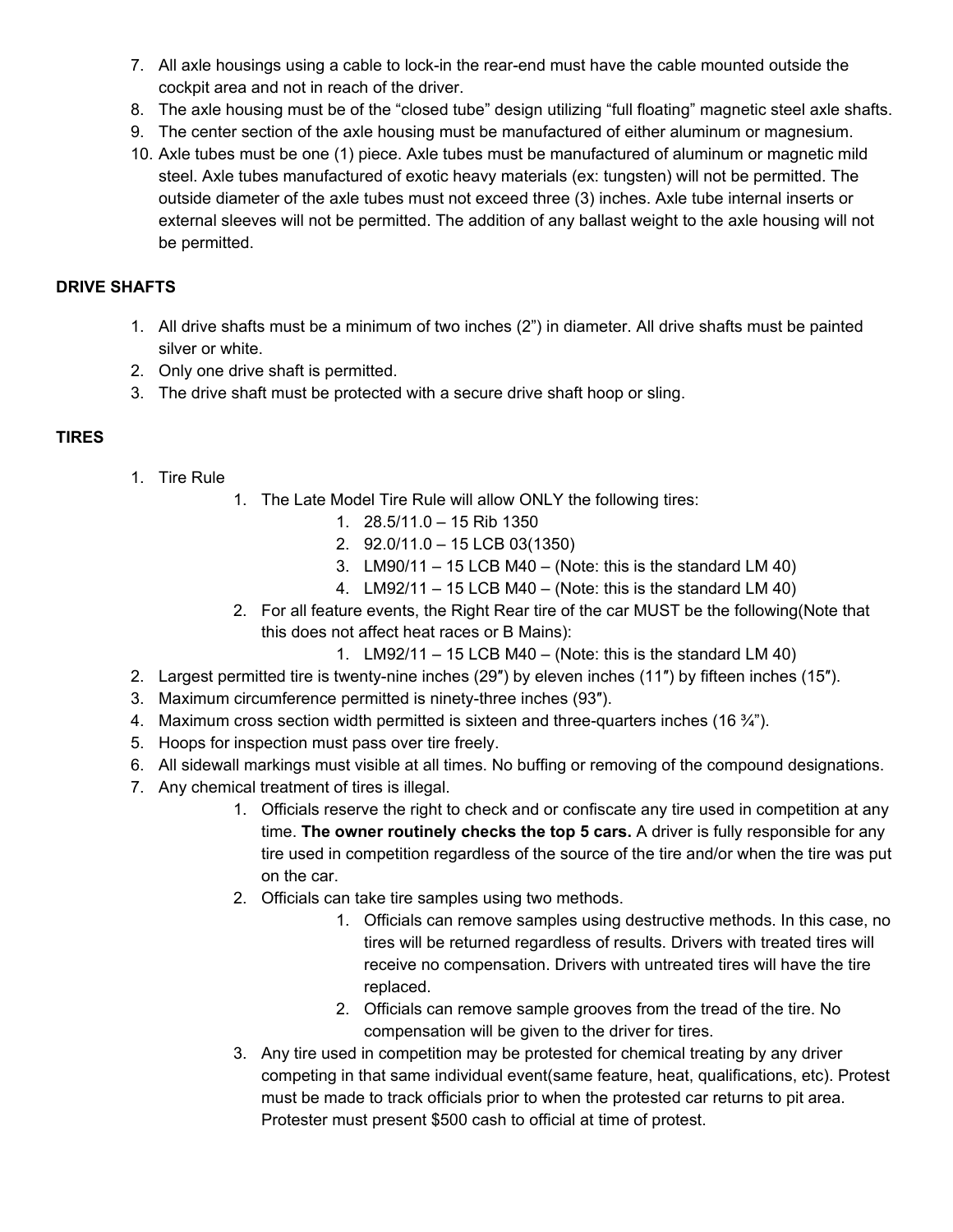7. All axle housings using a cable to lock-in the rear-end must have the cable mounted outside the cockpit area and not in reach of the driver.
8. The axle housing must be of the "closed tube" design utilizing "full floating" magnetic steel axle shafts.
9. The center section of the axle housing must be manufactured of either aluminum or magnesium.
10. Axle tubes must be one (1) piece. Axle tubes must be manufactured of aluminum or magnetic mild steel. Axle tubes manufactured of exotic heavy materials (ex: tungsten) will not be permitted. The outside diameter of the axle tubes must not exceed three (3) inches. Axle tube internal inserts or external sleeves will not be permitted. The addition of any ballast weight to the axle housing will not be permitted.

**DRIVE SHAFTS**

1. All drive shafts must be a minimum of two inches (2") in diameter. All drive shafts must be painted silver or white.
2. Only one drive shaft is permitted.
3. The drive shaft must be protected with a secure drive shaft hoop or sling.

**TIRES**

1. Tire Rule
    1. The Late Model Tire Rule will allow ONLY the following tires:
        1. 28.5/11.0 – 15 Rib 1350
        2. 92.0/11.0 – 15 LCB 03(1350)
        3. LM90/11 – 15 LCB M40 – (Note: this is the standard LM 40)
        4. LM92/11 – 15 LCB M40 – (Note: this is the standard LM 40)
    2. For all feature events, the Right Rear tire of the car MUST be the following(Note that this does not affect heat races or B Mains):
        1. LM92/11 – 15 LCB M40 – (Note: this is the standard LM 40)
2. Largest permitted tire is twenty-nine inches (29″) by eleven inches (11″) by fifteen inches (15″).
3. Maximum circumference permitted is ninety-three inches (93″).
4. Maximum cross section width permitted is sixteen and three-quarters inches (16 ¾").
5. Hoops for inspection must pass over tire freely.
6. All sidewall markings must visible at all times. No buffing or removing of the compound designations.
7. Any chemical treatment of tires is illegal.
    1. Officials reserve the right to check and or confiscate any tire used in competition at any time. **The owner routinely checks the top 5 cars.** A driver is fully responsible for any tire used in competition regardless of the source of the tire and/or when the tire was put on the car.
    2. Officials can take tire samples using two methods.
        1. Officials can remove samples using destructive methods. In this case, no tires will be returned regardless of results. Drivers with treated tires will receive no compensation. Drivers with untreated tires will have the tire replaced.
        2. Officials can remove sample grooves from the tread of the tire. No compensation will be given to the driver for tires.
    3. Any tire used in competition may be protested for chemical treating by any driver competing in that same individual event(same feature, heat, qualifications, etc). Protest must be made to track officials prior to when the protested car returns to pit area. Protester must present $500 cash to official at time of protest.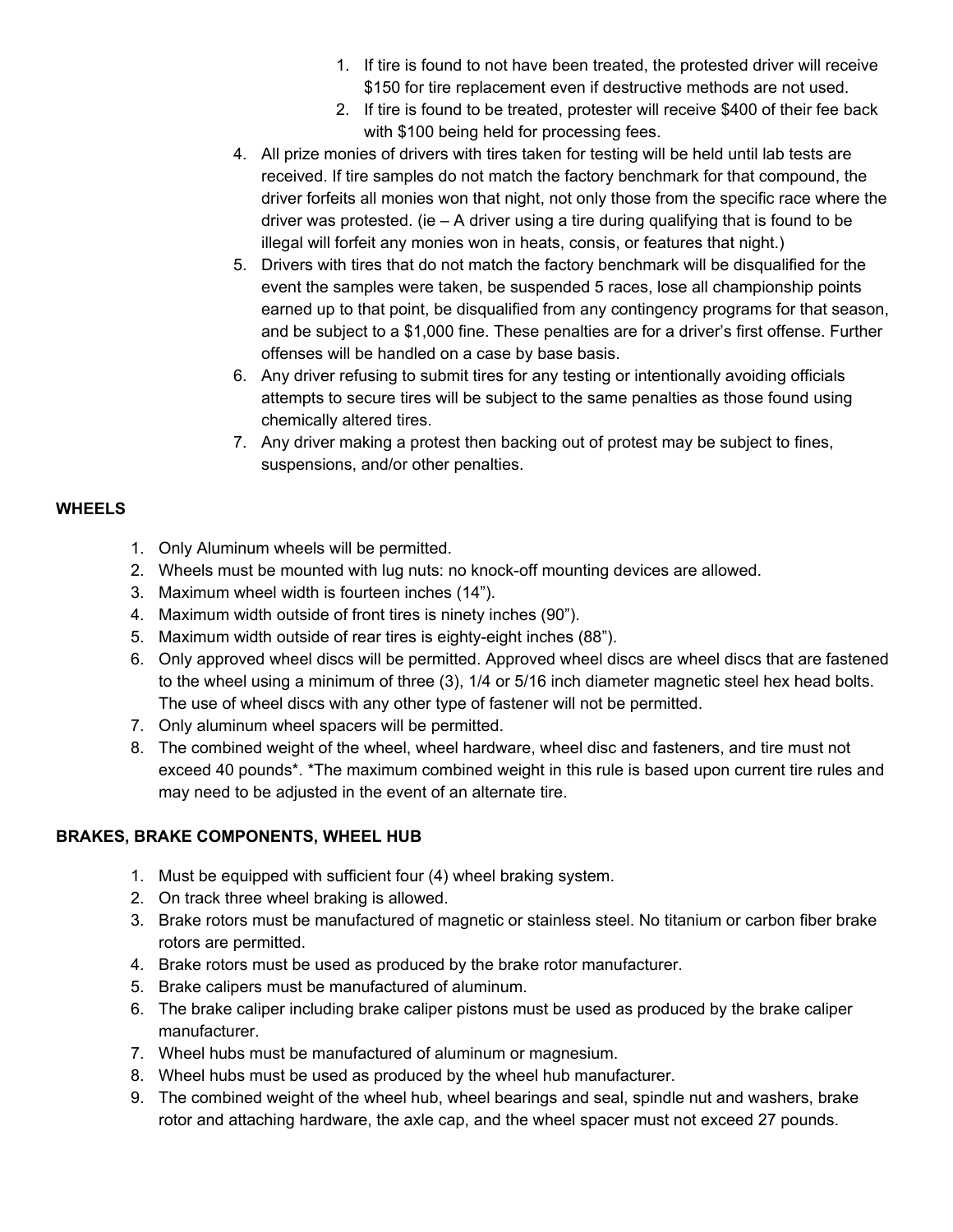1. If tire is found to not have been treated, the protested driver will receive $150 for tire replacement even if destructive methods are not used.
   2. If tire is found to be treated, protester will receive $400 of their fee back with $100 being held for processing fees.
4. All prize monies of drivers with tires taken for testing will be held until lab tests are received. If tire samples do not match the factory benchmark for that compound, the driver forfeits all monies won that night, not only those from the specific race where the driver was protested. (ie – A driver using a tire during qualifying that is found to be illegal will forfeit any monies won in heats, consis, or features that night.)
5. Drivers with tires that do not match the factory benchmark will be disqualified for the event the samples were taken, be suspended 5 races, lose all championship points earned up to that point, be disqualified from any contingency programs for that season, and be subject to a $1,000 fine. These penalties are for a driver's first offense. Further offenses will be handled on a case by base basis.
6. Any driver refusing to submit tires for any testing or intentionally avoiding officials attempts to secure tires will be subject to the same penalties as those found using chemically altered tires.
7. Any driver making a protest then backing out of protest may be subject to fines, suspensions, and/or other penalties.

**WHEELS**

1. Only Aluminum wheels will be permitted.
2. Wheels must be mounted with lug nuts: no knock-off mounting devices are allowed.
3. Maximum wheel width is fourteen inches (14").
4. Maximum width outside of front tires is ninety inches (90").
5. Maximum width outside of rear tires is eighty-eight inches (88").
6. Only approved wheel discs will be permitted. Approved wheel discs are wheel discs that are fastened to the wheel using a minimum of three (3), 1/4 or 5/16 inch diameter magnetic steel hex head bolts. The use of wheel discs with any other type of fastener will not be permitted.
7. Only aluminum wheel spacers will be permitted.
8. The combined weight of the wheel, wheel hardware, wheel disc and fasteners, and tire must not exceed 40 pounds*. *The maximum combined weight in this rule is based upon current tire rules and may need to be adjusted in the event of an alternate tire.

**BRAKES, BRAKE COMPONENTS, WHEEL HUB**

1. Must be equipped with sufficient four (4) wheel braking system.
2. On track three wheel braking is allowed.
3. Brake rotors must be manufactured of magnetic or stainless steel. No titanium or carbon fiber brake rotors are permitted.
4. Brake rotors must be used as produced by the brake rotor manufacturer.
5. Brake calipers must be manufactured of aluminum.
6. The brake caliper including brake caliper pistons must be used as produced by the brake caliper manufacturer.
7. Wheel hubs must be manufactured of aluminum or magnesium.
8. Wheel hubs must be used as produced by the wheel hub manufacturer.
9. The combined weight of the wheel hub, wheel bearings and seal, spindle nut and washers, brake rotor and attaching hardware, the axle cap, and the wheel spacer must not exceed 27 pounds.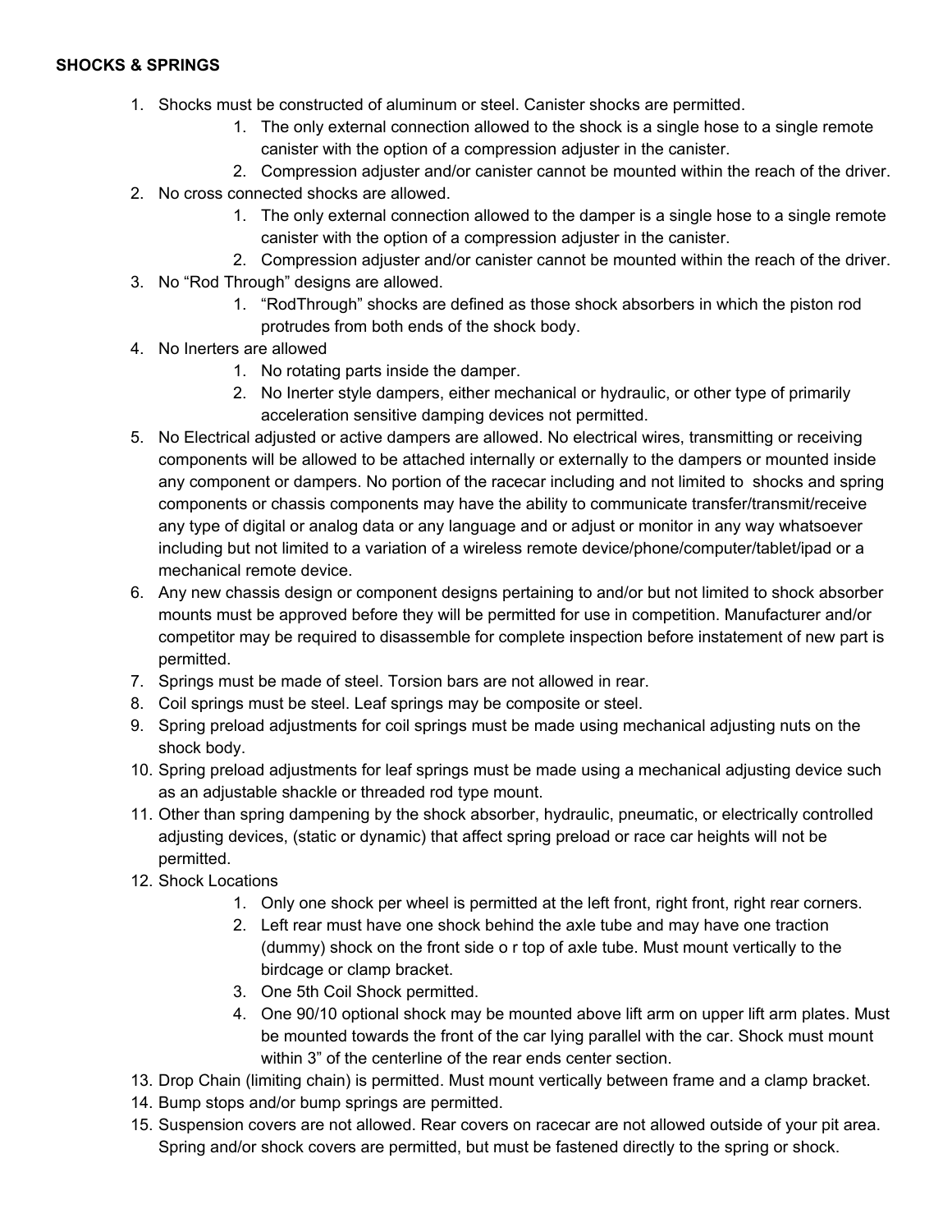**SHOCKS & SPRINGS**

1. Shocks must be constructed of aluminum or steel. Canister shocks are permitted.
    1. The only external connection allowed to the shock is a single hose to a single remote canister with the option of a compression adjuster in the canister.
    2. Compression adjuster and/or canister cannot be mounted within the reach of the driver.
2. No cross connected shocks are allowed.
    1. The only external connection allowed to the damper is a single hose to a single remote canister with the option of a compression adjuster in the canister.
    2. Compression adjuster and/or canister cannot be mounted within the reach of the driver.
3. No "Rod Through" designs are allowed.
    1. "RodThrough" shocks are defined as those shock absorbers in which the piston rod protrudes from both ends of the shock body.
4. No Inerters are allowed
    1. No rotating parts inside the damper.
    2. No Inerter style dampers, either mechanical or hydraulic, or other type of primarily acceleration sensitive damping devices not permitted.
5. No Electrical adjusted or active dampers are allowed. No electrical wires, transmitting or receiving components will be allowed to be attached internally or externally to the dampers or mounted inside any component or dampers. No portion of the racecar including and not limited to shocks and spring components or chassis components may have the ability to communicate transfer/transmit/receive any type of digital or analog data or any language and or adjust or monitor in any way whatsoever including but not limited to a variation of a wireless remote device/phone/computer/tablet/ipad or a mechanical remote device.
6. Any new chassis design or component designs pertaining to and/or but not limited to shock absorber mounts must be approved before they will be permitted for use in competition. Manufacturer and/or competitor may be required to disassemble for complete inspection before instatement of new part is permitted.
7. Springs must be made of steel. Torsion bars are not allowed in rear.
8. Coil springs must be steel. Leaf springs may be composite or steel.
9. Spring preload adjustments for coil springs must be made using mechanical adjusting nuts on the shock body.
10. Spring preload adjustments for leaf springs must be made using a mechanical adjusting device such as an adjustable shackle or threaded rod type mount.
11. Other than spring dampening by the shock absorber, hydraulic, pneumatic, or electrically controlled adjusting devices, (static or dynamic) that affect spring preload or race car heights will not be permitted.
12. Shock Locations
    1. Only one shock per wheel is permitted at the left front, right front, right rear corners.
    2. Left rear must have one shock behind the axle tube and may have one traction (dummy) shock on the front side o r top of axle tube. Must mount vertically to the birdcage or clamp bracket.
    3. One 5th Coil Shock permitted.
    4. One 90/10 optional shock may be mounted above lift arm on upper lift arm plates. Must be mounted towards the front of the car lying parallel with the car. Shock must mount within 3" of the centerline of the rear ends center section.
13. Drop Chain (limiting chain) is permitted. Must mount vertically between frame and a clamp bracket.
14. Bump stops and/or bump springs are permitted.
15. Suspension covers are not allowed. Rear covers on racecar are not allowed outside of your pit area. Spring and/or shock covers are permitted, but must be fastened directly to the spring or shock.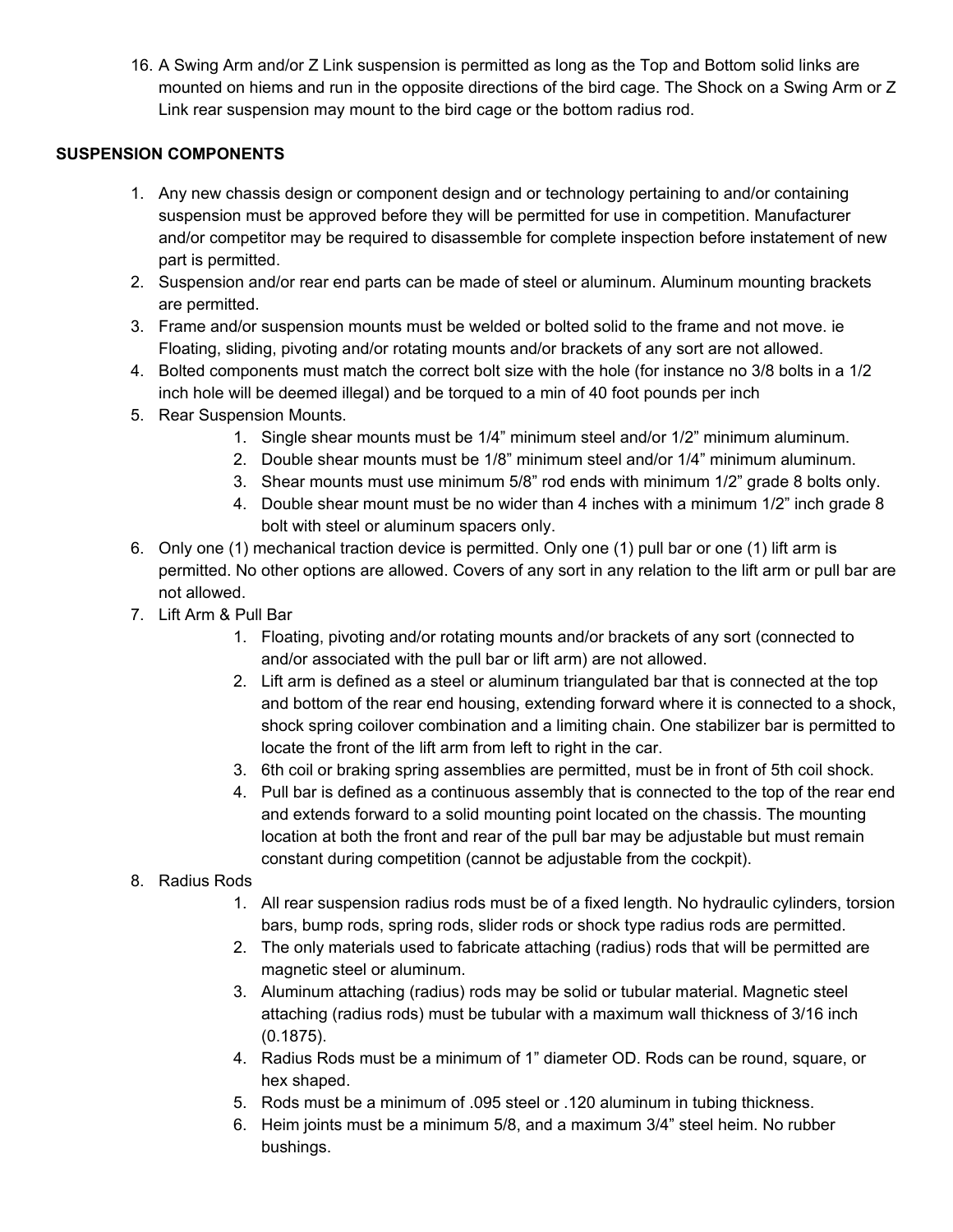16. A Swing Arm and/or Z Link suspension is permitted as long as the Top and Bottom solid links are mounted on hiems and run in the opposite directions of the bird cage. The Shock on a Swing Arm or Z Link rear suspension may mount to the bird cage or the bottom radius rod.

**SUSPENSION COMPONENTS**

1. Any new chassis design or component design and or technology pertaining to and/or containing suspension must be approved before they will be permitted for use in competition. Manufacturer and/or competitor may be required to disassemble for complete inspection before instatement of new part is permitted.
2. Suspension and/or rear end parts can be made of steel or aluminum. Aluminum mounting brackets are permitted.
3. Frame and/or suspension mounts must be welded or bolted solid to the frame and not move. ie Floating, sliding, pivoting and/or rotating mounts and/or brackets of any sort are not allowed.
4. Bolted components must match the correct bolt size with the hole (for instance no 3/8 bolts in a 1/2 inch hole will be deemed illegal) and be torqued to a min of 40 foot pounds per inch
5. Rear Suspension Mounts.
    1. Single shear mounts must be 1/4" minimum steel and/or 1/2" minimum aluminum.
    2. Double shear mounts must be 1/8" minimum steel and/or 1/4" minimum aluminum.
    3. Shear mounts must use minimum 5/8" rod ends with minimum 1/2" grade 8 bolts only.
    4. Double shear mount must be no wider than 4 inches with a minimum 1/2" inch grade 8 bolt with steel or aluminum spacers only.
6. Only one (1) mechanical traction device is permitted. Only one (1) pull bar or one (1) lift arm is permitted. No other options are allowed. Covers of any sort in any relation to the lift arm or pull bar are not allowed.
7. Lift Arm & Pull Bar
    1. Floating, pivoting and/or rotating mounts and/or brackets of any sort (connected to and/or associated with the pull bar or lift arm) are not allowed.
    2. Lift arm is defined as a steel or aluminum triangulated bar that is connected at the top and bottom of the rear end housing, extending forward where it is connected to a shock, shock spring coilover combination and a limiting chain. One stabilizer bar is permitted to locate the front of the lift arm from left to right in the car.
    3. 6th coil or braking spring assemblies are permitted, must be in front of 5th coil shock.
    4. Pull bar is defined as a continuous assembly that is connected to the top of the rear end and extends forward to a solid mounting point located on the chassis. The mounting location at both the front and rear of the pull bar may be adjustable but must remain constant during competition (cannot be adjustable from the cockpit).
8. Radius Rods
    1. All rear suspension radius rods must be of a fixed length. No hydraulic cylinders, torsion bars, bump rods, spring rods, slider rods or shock type radius rods are permitted.
    2. The only materials used to fabricate attaching (radius) rods that will be permitted are magnetic steel or aluminum.
    3. Aluminum attaching (radius) rods may be solid or tubular material. Magnetic steel attaching (radius rods) must be tubular with a maximum wall thickness of 3/16 inch (0.1875).
    4. Radius Rods must be a minimum of 1" diameter OD. Rods can be round, square, or hex shaped.
    5. Rods must be a minimum of .095 steel or .120 aluminum in tubing thickness.
    6. Heim joints must be a minimum 5/8, and a maximum 3/4" steel heim. No rubber bushings.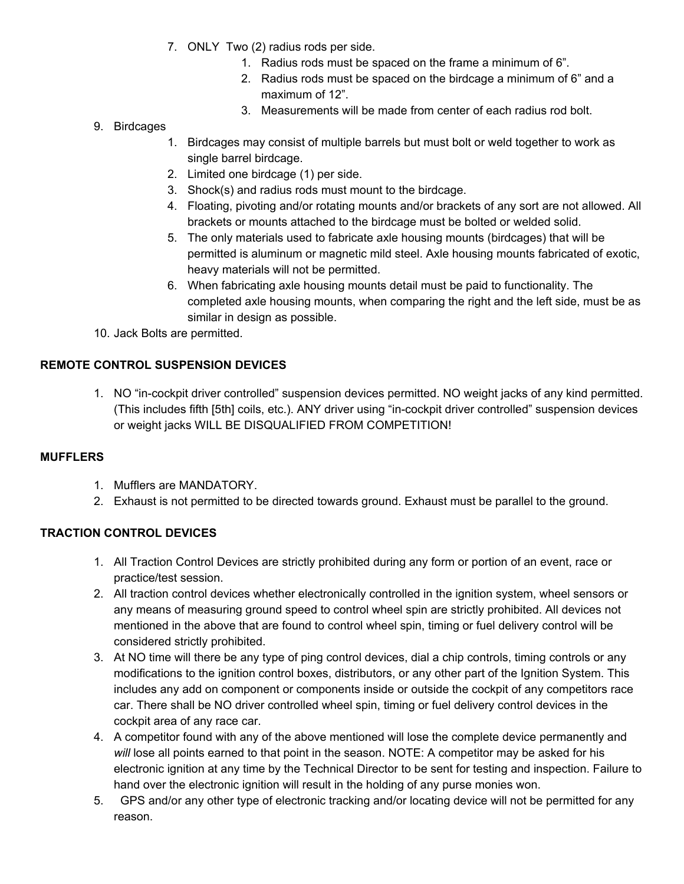7. ONLY Two (2) radius rods per side.
    1. Radius rods must be spaced on the frame a minimum of 6”.
    2. Radius rods must be spaced on the birdcage a minimum of 6” and a maximum of 12”.
    3. Measurements will be made from center of each radius rod bolt.

9. Birdcages
    1. Birdcages may consist of multiple barrels but must bolt or weld together to work as single barrel birdcage.
    2. Limited one birdcage (1) per side.
    3. Shock(s) and radius rods must mount to the birdcage.
    4. Floating, pivoting and/or rotating mounts and/or brackets of any sort are not allowed. All brackets or mounts attached to the birdcage must be bolted or welded solid.
    5. The only materials used to fabricate axle housing mounts (birdcages) that will be permitted is aluminum or magnetic mild steel. Axle housing mounts fabricated of exotic, heavy materials will not be permitted.
    6. When fabricating axle housing mounts detail must be paid to functionality. The completed axle housing mounts, when comparing the right and the left side, must be as similar in design as possible.

10. Jack Bolts are permitted.

**REMOTE CONTROL SUSPENSION DEVICES**

1. NO “in-cockpit driver controlled” suspension devices permitted. NO weight jacks of any kind permitted. (This includes fifth [5th] coils, etc.). ANY driver using “in-cockpit driver controlled” suspension devices or weight jacks WILL BE DISQUALIFIED FROM COMPETITION!

**MUFFLERS**

1. Mufflers are MANDATORY.
2. Exhaust is not permitted to be directed towards ground. Exhaust must be parallel to the ground.

**TRACTION CONTROL DEVICES**

1. All Traction Control Devices are strictly prohibited during any form or portion of an event, race or practice/test session.
2. All traction control devices whether electronically controlled in the ignition system, wheel sensors or any means of measuring ground speed to control wheel spin are strictly prohibited. All devices not mentioned in the above that are found to control wheel spin, timing or fuel delivery control will be considered strictly prohibited.
3. At NO time will there be any type of ping control devices, dial a chip controls, timing controls or any modifications to the ignition control boxes, distributors, or any other part of the Ignition System. This includes any add on component or components inside or outside the cockpit of any competitors race car. There shall be NO driver controlled wheel spin, timing or fuel delivery control devices in the cockpit area of any race car.
4. A competitor found with any of the above mentioned will lose the complete device permanently and *will* lose all points earned to that point in the season. NOTE: A competitor may be asked for his electronic ignition at any time by the Technical Director to be sent for testing and inspection. Failure to hand over the electronic ignition will result in the holding of any purse monies won.
5. GPS and/or any other type of electronic tracking and/or locating device will not be permitted for any reason.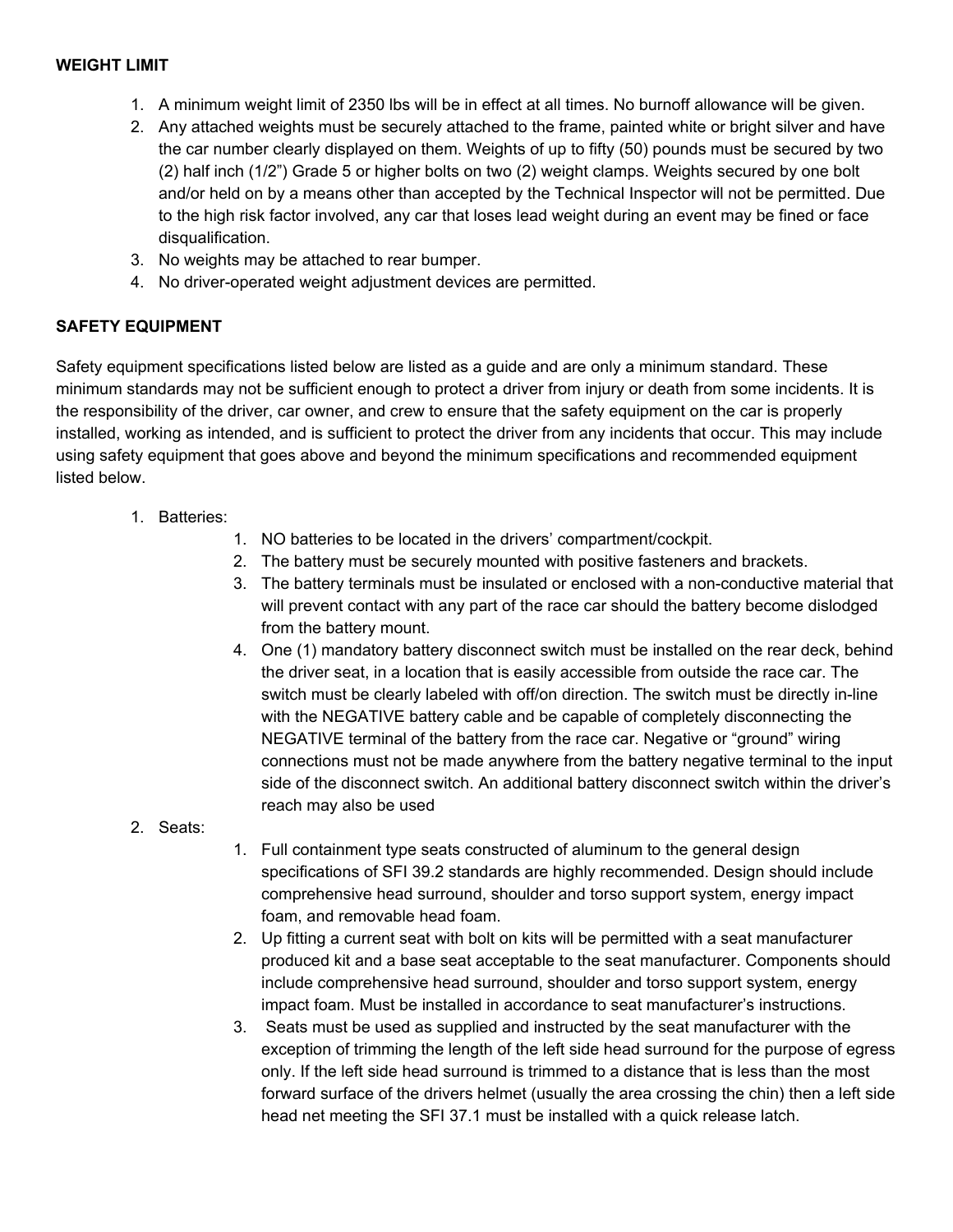**WEIGHT LIMIT**

1. A minimum weight limit of 2350 lbs will be in effect at all times. No burnoff allowance will be given.
2. Any attached weights must be securely attached to the frame, painted white or bright silver and have the car number clearly displayed on them. Weights of up to fifty (50) pounds must be secured by two (2) half inch (1/2") Grade 5 or higher bolts on two (2) weight clamps. Weights secured by one bolt and/or held on by a means other than accepted by the Technical Inspector will not be permitted. Due to the high risk factor involved, any car that loses lead weight during an event may be fined or face disqualification.
3. No weights may be attached to rear bumper.
4. No driver-operated weight adjustment devices are permitted.

**SAFETY EQUIPMENT**

Safety equipment specifications listed below are listed as a guide and are only a minimum standard. These minimum standards may not be sufficient enough to protect a driver from injury or death from some incidents. It is the responsibility of the driver, car owner, and crew to ensure that the safety equipment on the car is properly installed, working as intended, and is sufficient to protect the driver from any incidents that occur. This may include using safety equipment that goes above and beyond the minimum specifications and recommended equipment listed below.

1. Batteries:
    1. NO batteries to be located in the drivers' compartment/cockpit.
    2. The battery must be securely mounted with positive fasteners and brackets.
    3. The battery terminals must be insulated or enclosed with a non-conductive material that will prevent contact with any part of the race car should the battery become dislodged from the battery mount.
    4. One (1) mandatory battery disconnect switch must be installed on the rear deck, behind the driver seat, in a location that is easily accessible from outside the race car. The switch must be clearly labeled with off/on direction. The switch must be directly in-line with the NEGATIVE battery cable and be capable of completely disconnecting the NEGATIVE terminal of the battery from the race car. Negative or "ground" wiring connections must not be made anywhere from the battery negative terminal to the input side of the disconnect switch. An additional battery disconnect switch within the driver's reach may also be used
2. Seats:
    1. Full containment type seats constructed of aluminum to the general design specifications of SFI 39.2 standards are highly recommended. Design should include comprehensive head surround, shoulder and torso support system, energy impact foam, and removable head foam.
    2. Up fitting a current seat with bolt on kits will be permitted with a seat manufacturer produced kit and a base seat acceptable to the seat manufacturer. Components should include comprehensive head surround, shoulder and torso support system, energy impact foam. Must be installed in accordance to seat manufacturer's instructions.
    3. Seats must be used as supplied and instructed by the seat manufacturer with the exception of trimming the length of the left side head surround for the purpose of egress only. If the left side head surround is trimmed to a distance that is less than the most forward surface of the drivers helmet (usually the area crossing the chin) then a left side head net meeting the SFI 37.1 must be installed with a quick release latch.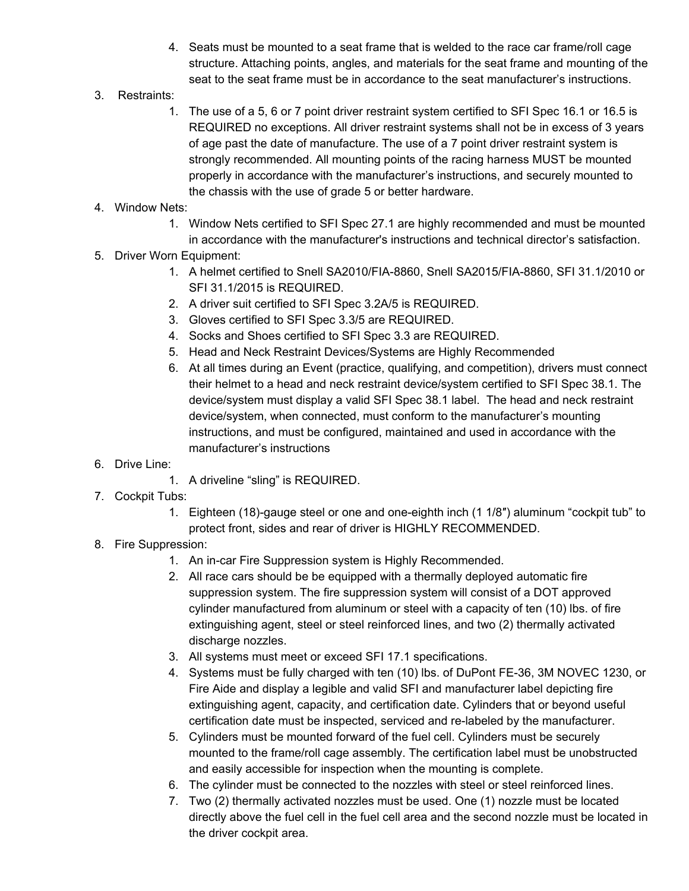4. Seats must be mounted to a seat frame that is welded to the race car frame/roll cage structure. Attaching points, angles, and materials for the seat frame and mounting of the seat to the seat frame must be in accordance to the seat manufacturer's instructions.

3. Restraints:
    1. The use of a 5, 6 or 7 point driver restraint system certified to SFI Spec 16.1 or 16.5 is REQUIRED no exceptions. All driver restraint systems shall not be in excess of 3 years of age past the date of manufacture. The use of a 7 point driver restraint system is strongly recommended. All mounting points of the racing harness MUST be mounted properly in accordance with the manufacturer's instructions, and securely mounted to the chassis with the use of grade 5 or better hardware.
4. Window Nets:
    1. Window Nets certified to SFI Spec 27.1 are highly recommended and must be mounted in accordance with the manufacturer's instructions and technical director's satisfaction.
5. Driver Worn Equipment:
    1. A helmet certified to Snell SA2010/FIA-8860, Snell SA2015/FIA-8860, SFI 31.1/2010 or SFI 31.1/2015 is REQUIRED.
    2. A driver suit certified to SFI Spec 3.2A/5 is REQUIRED.
    3. Gloves certified to SFI Spec 3.3/5 are REQUIRED.
    4. Socks and Shoes certified to SFI Spec 3.3 are REQUIRED.
    5. Head and Neck Restraint Devices/Systems are Highly Recommended
    6. At all times during an Event (practice, qualifying, and competition), drivers must connect their helmet to a head and neck restraint device/system certified to SFI Spec 38.1. The device/system must display a valid SFI Spec 38.1 label. The head and neck restraint device/system, when connected, must conform to the manufacturer's mounting instructions, and must be configured, maintained and used in accordance with the manufacturer's instructions
6. Drive Line:
    1. A driveline "sling" is REQUIRED.
7. Cockpit Tubs:
    1. Eighteen (18)-gauge steel or one and one-eighth inch (1 1/8″) aluminum "cockpit tub" to protect front, sides and rear of driver is HIGHLY RECOMMENDED.
8. Fire Suppression:
    1. An in-car Fire Suppression system is Highly Recommended.
    2. All race cars should be be equipped with a thermally deployed automatic fire suppression system. The fire suppression system will consist of a DOT approved cylinder manufactured from aluminum or steel with a capacity of ten (10) lbs. of fire extinguishing agent, steel or steel reinforced lines, and two (2) thermally activated discharge nozzles.
    3. All systems must meet or exceed SFI 17.1 specifications.
    4. Systems must be fully charged with ten (10) lbs. of DuPont FE-36, 3M NOVEC 1230, or Fire Aide and display a legible and valid SFI and manufacturer label depicting fire extinguishing agent, capacity, and certification date. Cylinders that or beyond useful certification date must be inspected, serviced and re-labeled by the manufacturer.
    5. Cylinders must be mounted forward of the fuel cell. Cylinders must be securely mounted to the frame/roll cage assembly. The certification label must be unobstructed and easily accessible for inspection when the mounting is complete.
    6. The cylinder must be connected to the nozzles with steel or steel reinforced lines.
    7. Two (2) thermally activated nozzles must be used. One (1) nozzle must be located directly above the fuel cell in the fuel cell area and the second nozzle must be located in the driver cockpit area.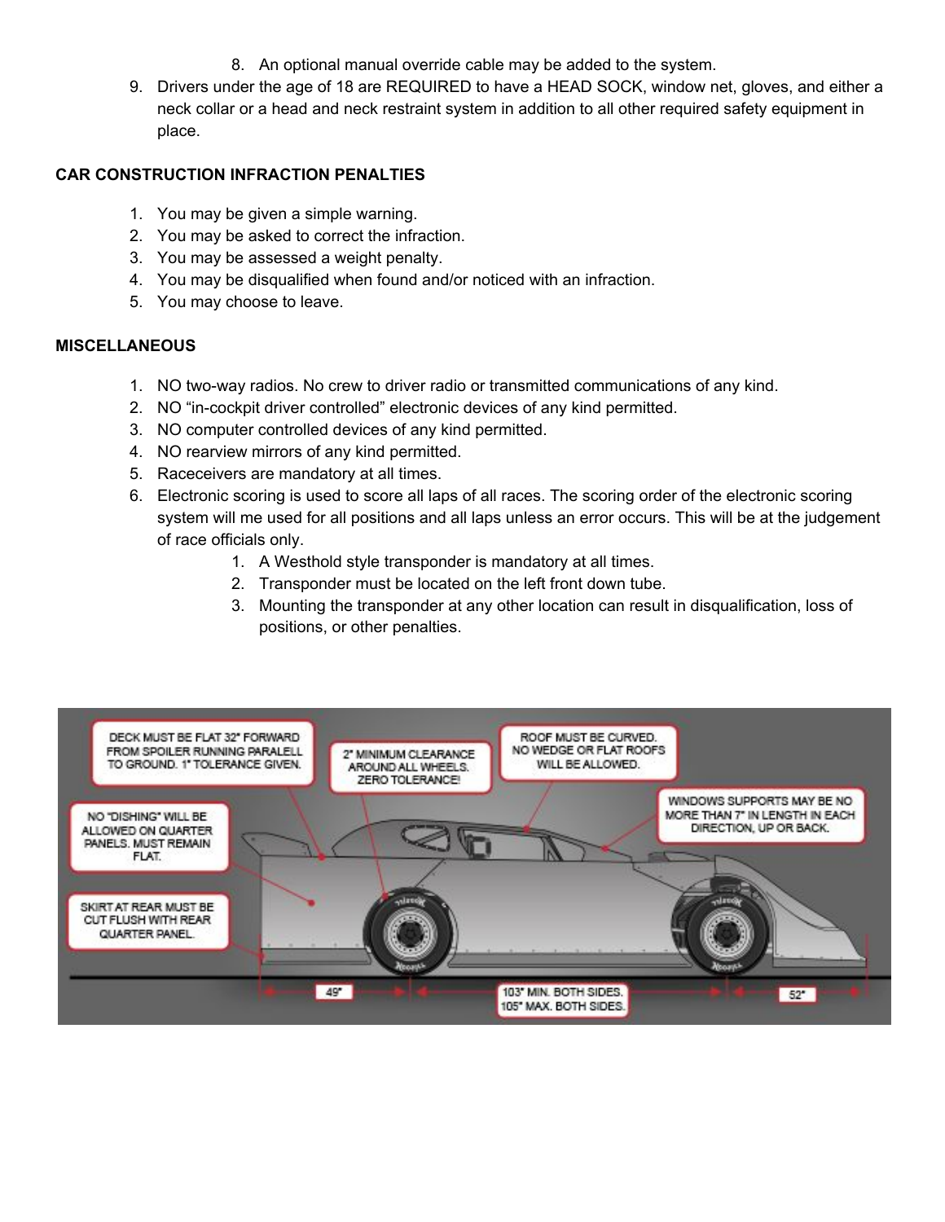8. An optional manual override cable may be added to the system.

9. Drivers under the age of 18 are REQUIRED to have a HEAD SOCK, window net, gloves, and either a neck collar or a head and neck restraint system in addition to all other required safety equipment in place.

**CAR CONSTRUCTION INFRACTION PENALTIES**

1. You may be given a simple warning.
2. You may be asked to correct the infraction.
3. You may be assessed a weight penalty.
4. You may be disqualified when found and/or noticed with an infraction.
5. You may choose to leave.

**MISCELLANEOUS**

1. NO two-way radios. No crew to driver radio or transmitted communications of any kind.
2. NO "in-cockpit driver controlled" electronic devices of any kind permitted.
3. NO computer controlled devices of any kind permitted.
4. NO rearview mirrors of any kind permitted.
5. Raceceivers are mandatory at all times.
6. Electronic scoring is used to score all laps of all races. The scoring order of the electronic scoring system will me used for all positions and all laps unless an error occurs. This will be at the judgement of race officials only.
    1. A Westhold style transponder is mandatory at all times.
    2. Transponder must be located on the left front down tube.
    3. Mounting the transponder at any other location can result in disqualification, loss of positions, or other penalties.

DECK MUST BE FLAT 32" FORWARD FROM SPOILER RUNNING PARALELL TO GROUND. 1" TOLERANCE GIVEN.

2" MINIMUM CLEARANCE AROUND ALL WHEELS. ZERO TOLERANCE!

ROOF MUST BE CURVED. NO WEDGE OR FLAT ROOFS WILL BE ALLOWED.

WINDOWS SUPPORTS MAY BE NO MORE THAN 7" IN LENGTH IN EACH DIRECTION, UP OR BACK.

NO "DISHING" WILL BE ALLOWED ON QUARTER PANELS. MUST REMAIN FLAT.

SKIRT AT REAR MUST BE CUT FLUSH WITH REAR QUARTER PANEL.

49"

103" MIN. BOTH SIDES. 105" MAX. BOTH SIDES.

52"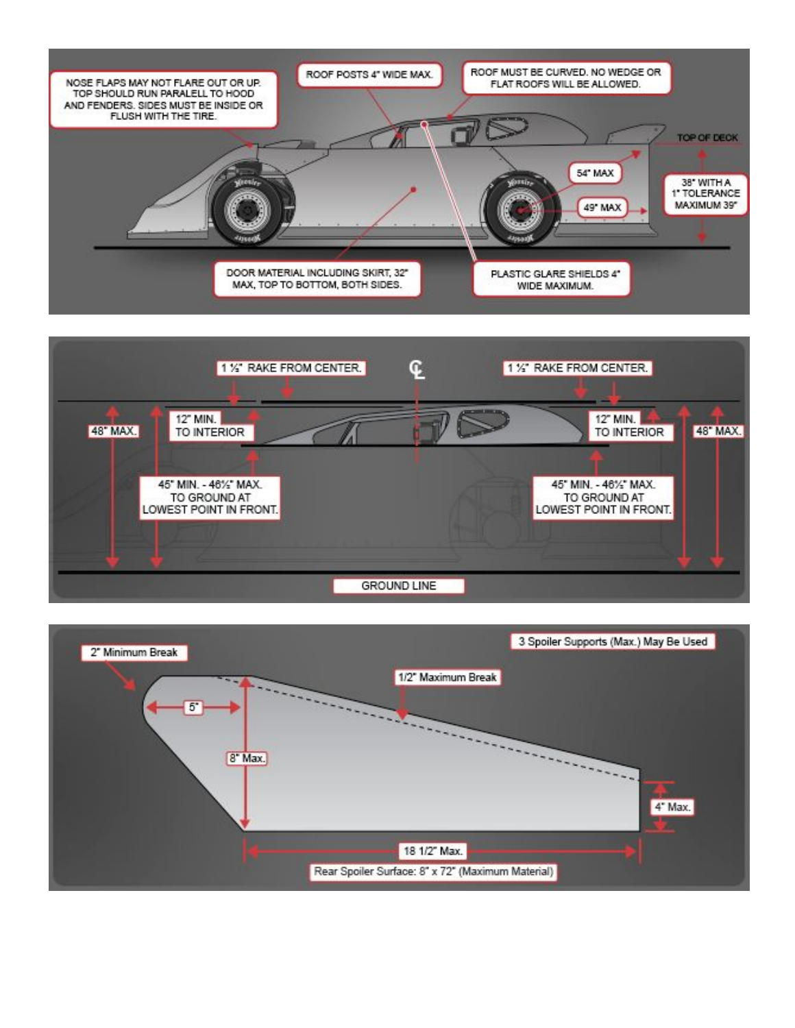NOSE FLAPS MAY NOT FLARE OUT OR UP. TOP SHOULD RUN PARALELL TO HOOD AND FENDERS. SIDES MUST BE INSIDE OR FLUSH WITH THE TIRE.

ROOF POSTS 4" WIDE MAX.

ROOF MUST BE CURVED. NO WEDGE OR FLAT ROOFS WILL BE ALLOWED.

TOP OF DECK

54" MAX

49" MAX

38" WITH A 1" TOLERANCE MAXIMUM 39"

DOOR MATERIAL INCLUDING SKIRT, 32" MAX, TOP TO BOTTOM, BOTH SIDES.

PLASTIC GLARE SHIELDS 4" WIDE MAXIMUM.

1 ½" RAKE FROM CENTER.

CL

1 ½" RAKE FROM CENTER.

48" MAX.

12" MIN. TO INTERIOR

12" MIN. TO INTERIOR

48" MAX.

45" MIN. - 46½" MAX. TO GROUND AT LOWEST POINT IN FRONT.

45" MIN. - 46½" MAX. TO GROUND AT LOWEST POINT IN FRONT.

GROUND LINE

3 Spoiler Supports (Max.) May Be Used

2" Minimum Break

1/2" Maximum Break

5"

8" Max.

4" Max.

18 1/2" Max.

Rear Spoiler Surface: 8" x 72" (Maximum Material)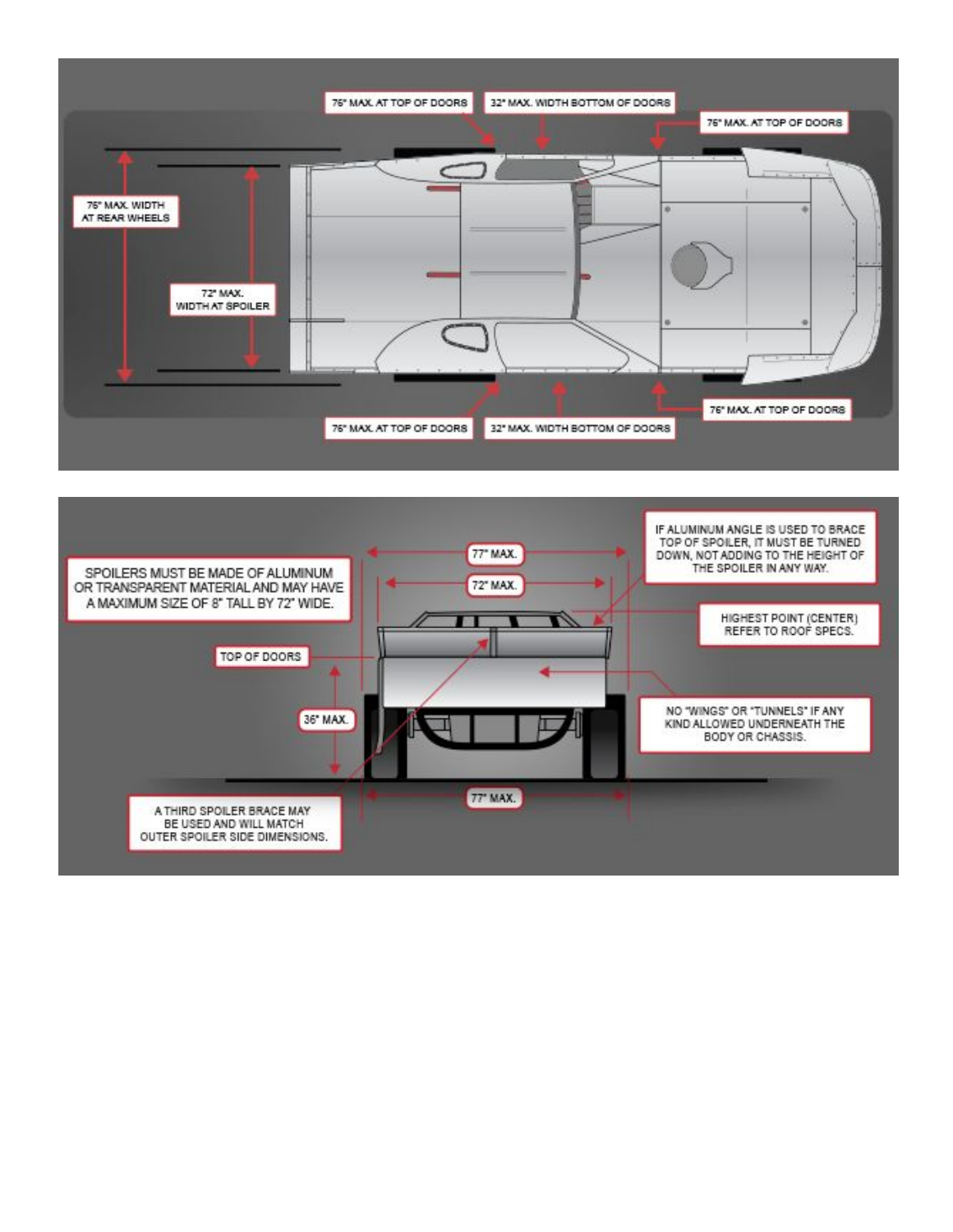76" MAX. AT TOP OF DOORS

32" MAX. WIDTH BOTTOM OF DOORS

76" MAX. AT TOP OF DOORS

76" MAX. WIDTH AT REAR WHEELS

72" MAX. WIDTH AT SPOILER

76" MAX. AT TOP OF DOORS

32" MAX. WIDTH BOTTOM OF DOORS

76" MAX. AT TOP OF DOORS

SPOILERS MUST BE MADE OF ALUMINUM OR TRANSPARENT MATERIAL AND MAY HAVE A MAXIMUM SIZE OF 8" TALL BY 72" WIDE.

77" MAX.

72" MAX.

IF ALUMINUM ANGLE IS USED TO BRACE TOP OF SPOILER, IT MUST BE TURNED DOWN, NOT ADDING TO THE HEIGHT OF THE SPOILER IN ANY WAY.

HIGHEST POINT (CENTER) REFER TO ROOF SPECS.

TOP OF DOORS

36" MAX.

NO "WINGS" OR "TUNNELS" IF ANY KIND ALLOWED UNDERNEATH THE BODY OR CHASSIS.

A THIRD SPOILER BRACE MAY BE USED AND WILL MATCH OUTER SPOILER SIDE DIMENSIONS.

77" MAX.